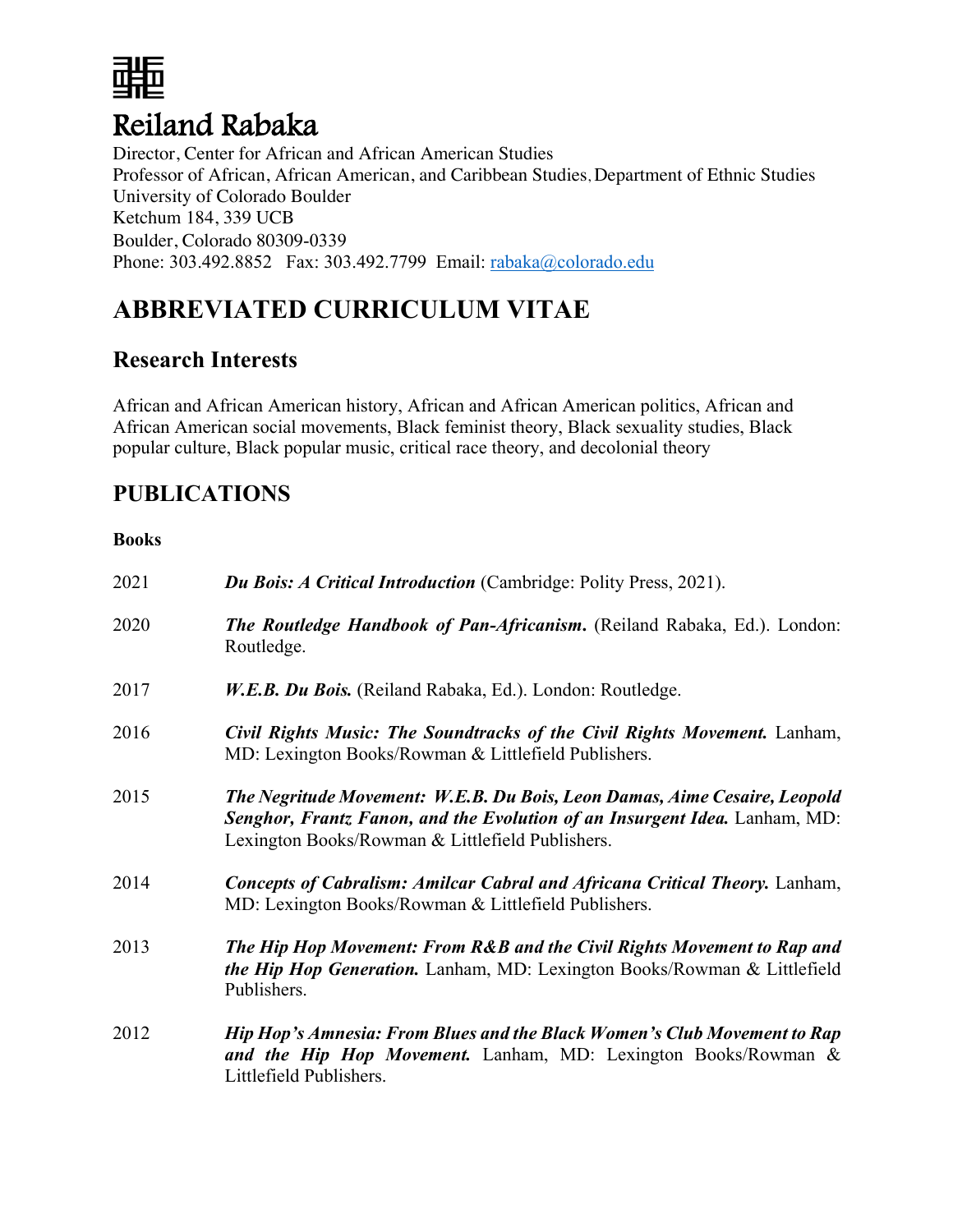# Reiland Rabaka

Director, Center for African and African American Studies
Professor of African, African American, and Caribbean Studies, Department of Ethnic Studies
University of Colorado Boulder
Ketchum 184, 339 UCB
Boulder, Colorado 80309-0339
Phone: 303.492.8852 Fax: 303.492.7799 Email: rabaka@colorado.edu

## ABBREVIATED CURRICULUM VITAE

### Research Interests

African and African American history, African and African American politics, African and African American social movements, Black feminist theory, Black sexuality studies, Black popular culture, Black popular music, critical race theory, and decolonial theory

### PUBLICATIONS

**Books**

2021 ***Du Bois: A Critical Introduction*** (Cambridge: Polity Press, 2021).

2020 ***The Routledge Handbook of Pan-Africanism***. (Reiland Rabaka, Ed.). London: Routledge.

2017 ***W.E.B. Du Bois.*** (Reiland Rabaka, Ed.). London: Routledge.

2016 ***Civil Rights Music: The Soundtracks of the Civil Rights Movement.*** Lanham, MD: Lexington Books/Rowman & Littlefield Publishers.

2015 ***The Negritude Movement: W.E.B. Du Bois, Leon Damas, Aime Cesaire, Leopold Senghor, Frantz Fanon, and the Evolution of an Insurgent Idea.*** Lanham, MD: Lexington Books/Rowman & Littlefield Publishers.

2014 ***Concepts of Cabralism: Amilcar Cabral and Africana Critical Theory.*** Lanham, MD: Lexington Books/Rowman & Littlefield Publishers.

2013 ***The Hip Hop Movement: From R&B and the Civil Rights Movement to Rap and the Hip Hop Generation.*** Lanham, MD: Lexington Books/Rowman & Littlefield Publishers.

2012 ***Hip Hop's Amnesia: From Blues and the Black Women's Club Movement to Rap and the Hip Hop Movement.*** Lanham, MD: Lexington Books/Rowman & Littlefield Publishers.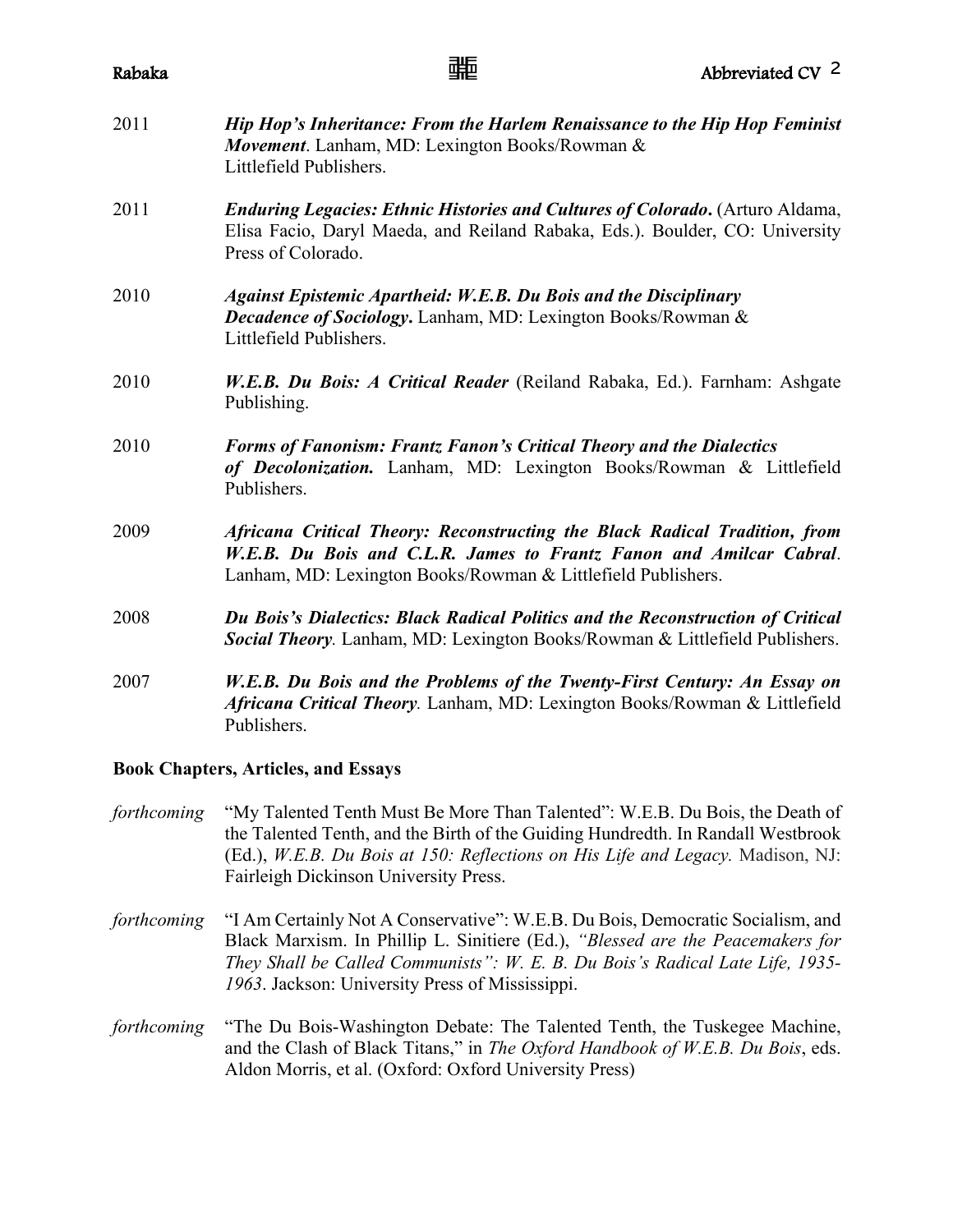2011 ***Hip Hop's Inheritance: From the Harlem Renaissance to the Hip Hop Feminist Movement***. Lanham, MD: Lexington Books/Rowman & Littlefield Publishers.

2011 ***Enduring Legacies: Ethnic Histories and Cultures of Colorado*****.** (Arturo Aldama, Elisa Facio, Daryl Maeda, and Reiland Rabaka, Eds.). Boulder, CO: University Press of Colorado.

2010 ***Against Epistemic Apartheid: W.E.B. Du Bois and the Disciplinary Decadence of Sociology*****.** Lanham, MD: Lexington Books/Rowman & Littlefield Publishers.

2010 ***W.E.B. Du Bois: A Critical Reader*** (Reiland Rabaka, Ed.). Farnham: Ashgate Publishing.

2010 ***Forms of Fanonism: Frantz Fanon's Critical Theory and the Dialectics of Decolonization.*** Lanham, MD: Lexington Books/Rowman & Littlefield Publishers.

2009 ***Africana Critical Theory: Reconstructing the Black Radical Tradition, from W.E.B. Du Bois and C.L.R. James to Frantz Fanon and Amilcar Cabral***. Lanham, MD: Lexington Books/Rowman & Littlefield Publishers.

2008 ***Du Bois's Dialectics: Black Radical Politics and the Reconstruction of Critical Social Theory***. Lanham, MD: Lexington Books/Rowman & Littlefield Publishers.

2007 ***W.E.B. Du Bois and the Problems of the Twenty-First Century: An Essay on Africana Critical Theory***. Lanham, MD: Lexington Books/Rowman & Littlefield Publishers.

**Book Chapters, Articles, and Essays**

*forthcoming* "My Talented Tenth Must Be More Than Talented": W.E.B. Du Bois, the Death of the Talented Tenth, and the Birth of the Guiding Hundredth. In Randall Westbrook (Ed.), *W.E.B. Du Bois at 150: Reflections on His Life and Legacy.* Madison, NJ: Fairleigh Dickinson University Press.

*forthcoming* "I Am Certainly Not A Conservative": W.E.B. Du Bois, Democratic Socialism, and Black Marxism. In Phillip L. Sinitiere (Ed.), *"Blessed are the Peacemakers for They Shall be Called Communists": W. E. B. Du Bois's Radical Late Life, 1935-1963*. Jackson: University Press of Mississippi.

*forthcoming* "The Du Bois-Washington Debate: The Talented Tenth, the Tuskegee Machine, and the Clash of Black Titans," in *The Oxford Handbook of W.E.B. Du Bois*, eds. Aldon Morris, et al. (Oxford: Oxford University Press)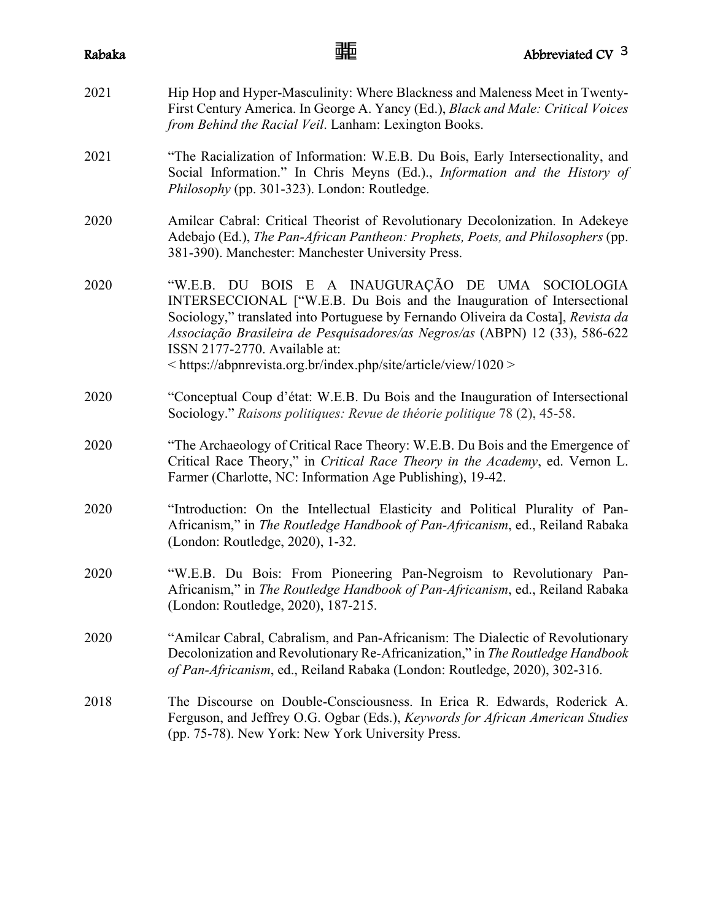2021 Hip Hop and Hyper-Masculinity: Where Blackness and Maleness Meet in Twenty-First Century America. In George A. Yancy (Ed.), *Black and Male: Critical Voices from Behind the Racial Veil*. Lanham: Lexington Books.

2021 "The Racialization of Information: W.E.B. Du Bois, Early Intersectionality, and Social Information." In Chris Meyns (Ed.)., *Information and the History of Philosophy* (pp. 301-323). London: Routledge.

2020 Amilcar Cabral: Critical Theorist of Revolutionary Decolonization. In Adekeye Adebajo (Ed.), *The Pan-African Pantheon: Prophets, Poets, and Philosophers* (pp. 381-390). Manchester: Manchester University Press.

2020 "W.E.B. DU BOIS E A INAUGURAÇÃO DE UMA SOCIOLOGIA INTERSECCIONAL ["W.E.B. Du Bois and the Inauguration of Intersectional Sociology," translated into Portuguese by Fernando Oliveira da Costa], *Revista da Associação Brasileira de Pesquisadores/as Negros/as* (ABPN) 12 (33), 586-622 ISSN 2177-2770. Available at: < https://abpnrevista.org.br/index.php/site/article/view/1020 >

2020 "Conceptual Coup d'état: W.E.B. Du Bois and the Inauguration of Intersectional Sociology." *Raisons politiques: Revue de théorie politique* 78 (2), 45-58.

2020 "The Archaeology of Critical Race Theory: W.E.B. Du Bois and the Emergence of Critical Race Theory," in *Critical Race Theory in the Academy*, ed. Vernon L. Farmer (Charlotte, NC: Information Age Publishing), 19-42.

2020 "Introduction: On the Intellectual Elasticity and Political Plurality of Pan-Africanism," in *The Routledge Handbook of Pan-Africanism*, ed., Reiland Rabaka (London: Routledge, 2020), 1-32.

2020 "W.E.B. Du Bois: From Pioneering Pan-Negroism to Revolutionary Pan-Africanism," in *The Routledge Handbook of Pan-Africanism*, ed., Reiland Rabaka (London: Routledge, 2020), 187-215.

2020 "Amilcar Cabral, Cabralism, and Pan-Africanism: The Dialectic of Revolutionary Decolonization and Revolutionary Re-Africanization," in *The Routledge Handbook of Pan-Africanism*, ed., Reiland Rabaka (London: Routledge, 2020), 302-316.

2018 The Discourse on Double-Consciousness. In Erica R. Edwards, Roderick A. Ferguson, and Jeffrey O.G. Ogbar (Eds.), *Keywords for African American Studies* (pp. 75-78). New York: New York University Press.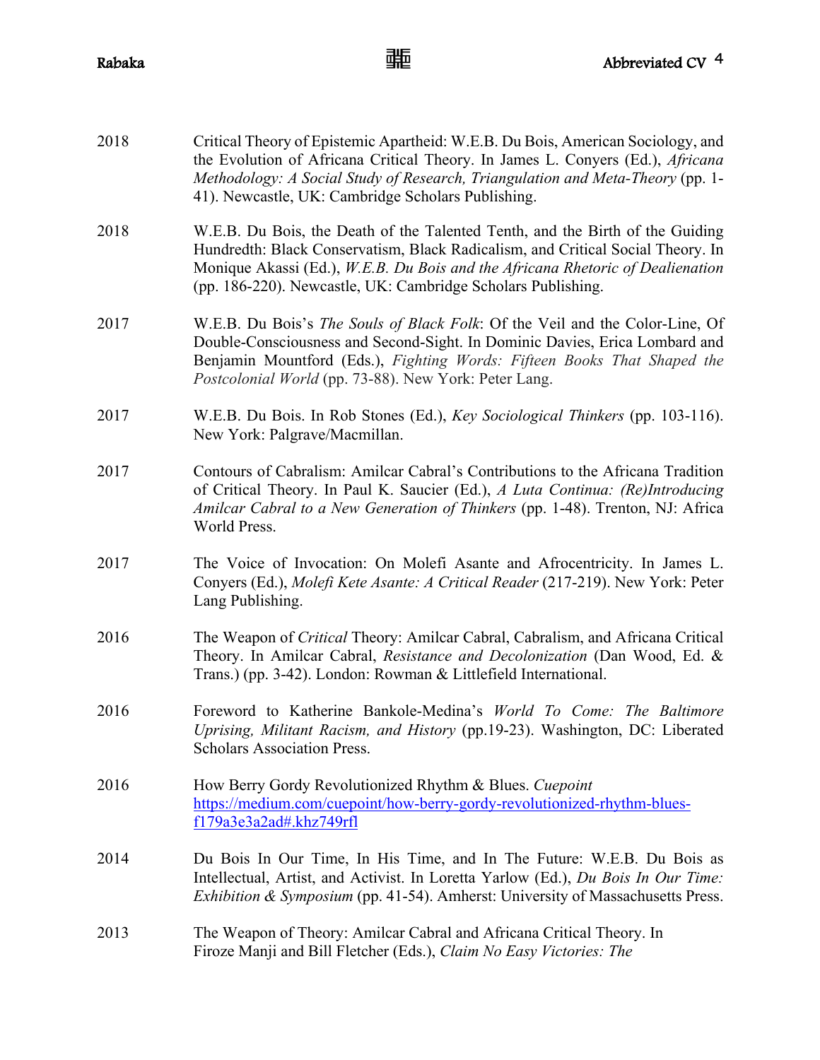2018 Critical Theory of Epistemic Apartheid: W.E.B. Du Bois, American Sociology, and the Evolution of Africana Critical Theory. In James L. Conyers (Ed.), *Africana Methodology: A Social Study of Research, Triangulation and Meta-Theory* (pp. 1-41). Newcastle, UK: Cambridge Scholars Publishing.

2018 W.E.B. Du Bois, the Death of the Talented Tenth, and the Birth of the Guiding Hundredth: Black Conservatism, Black Radicalism, and Critical Social Theory. In Monique Akassi (Ed.), *W.E.B. Du Bois and the Africana Rhetoric of Dealienation* (pp. 186-220). Newcastle, UK: Cambridge Scholars Publishing.

2017 W.E.B. Du Bois's *The Souls of Black Folk*: Of the Veil and the Color-Line, Of Double-Consciousness and Second-Sight. In Dominic Davies, Erica Lombard and Benjamin Mountford (Eds.), *Fighting Words: Fifteen Books That Shaped the Postcolonial World* (pp. 73-88). New York: Peter Lang.

2017 W.E.B. Du Bois. In Rob Stones (Ed.), *Key Sociological Thinkers* (pp. 103-116). New York: Palgrave/Macmillan.

2017 Contours of Cabralism: Amilcar Cabral's Contributions to the Africana Tradition of Critical Theory. In Paul K. Saucier (Ed.), *A Luta Continua: (Re)Introducing Amilcar Cabral to a New Generation of Thinkers* (pp. 1-48). Trenton, NJ: Africa World Press.

2017 The Voice of Invocation: On Molefi Asante and Afrocentricity. In James L. Conyers (Ed.), *Molefi Kete Asante: A Critical Reader* (217-219). New York: Peter Lang Publishing.

2016 The Weapon of *Critical* Theory: Amilcar Cabral, Cabralism, and Africana Critical Theory. In Amilcar Cabral, *Resistance and Decolonization* (Dan Wood, Ed. & Trans.) (pp. 3-42). London: Rowman & Littlefield International.

2016 Foreword to Katherine Bankole-Medina's *World To Come: The Baltimore Uprising, Militant Racism, and History* (pp.19-23). Washington, DC: Liberated Scholars Association Press.

2016 How Berry Gordy Revolutionized Rhythm & Blues. *Cuepoint* https://medium.com/cuepoint/how-berry-gordy-revolutionized-rhythm-blues-f179a3e3a2ad#.khz749rfl

2014 Du Bois In Our Time, In His Time, and In The Future: W.E.B. Du Bois as Intellectual, Artist, and Activist. In Loretta Yarlow (Ed.), *Du Bois In Our Time: Exhibition & Symposium* (pp. 41-54). Amherst: University of Massachusetts Press.

2013 The Weapon of Theory: Amilcar Cabral and Africana Critical Theory. In Firoze Manji and Bill Fletcher (Eds.), *Claim No Easy Victories: The*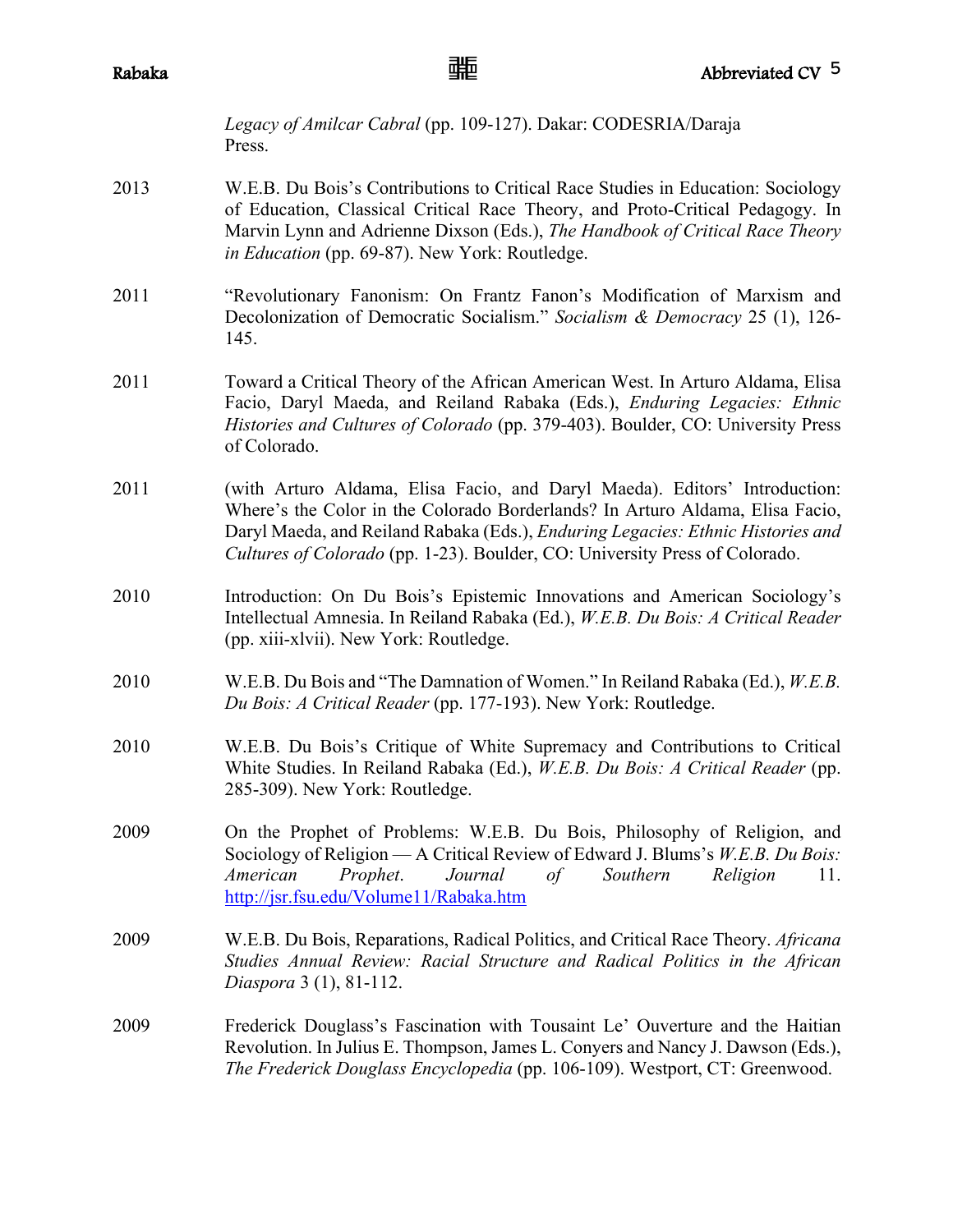*Legacy of Amilcar Cabral* (pp. 109-127). Dakar: CODESRIA/Daraja Press.

2013 W.E.B. Du Bois's Contributions to Critical Race Studies in Education: Sociology of Education, Classical Critical Race Theory, and Proto-Critical Pedagogy. In Marvin Lynn and Adrienne Dixson (Eds.), *The Handbook of Critical Race Theory in Education* (pp. 69-87). New York: Routledge.

2011 "Revolutionary Fanonism: On Frantz Fanon's Modification of Marxism and Decolonization of Democratic Socialism." *Socialism & Democracy* 25 (1), 126-145.

2011 Toward a Critical Theory of the African American West. In Arturo Aldama, Elisa Facio, Daryl Maeda, and Reiland Rabaka (Eds.), *Enduring Legacies: Ethnic Histories and Cultures of Colorado* (pp. 379-403). Boulder, CO: University Press of Colorado.

2011 (with Arturo Aldama, Elisa Facio, and Daryl Maeda). Editors' Introduction: Where's the Color in the Colorado Borderlands? In Arturo Aldama, Elisa Facio, Daryl Maeda, and Reiland Rabaka (Eds.), *Enduring Legacies: Ethnic Histories and Cultures of Colorado* (pp. 1-23). Boulder, CO: University Press of Colorado.

2010 Introduction: On Du Bois's Epistemic Innovations and American Sociology's Intellectual Amnesia. In Reiland Rabaka (Ed.), *W.E.B. Du Bois: A Critical Reader* (pp. xiii-xlvii). New York: Routledge.

2010 W.E.B. Du Bois and "The Damnation of Women." In Reiland Rabaka (Ed.), *W.E.B. Du Bois: A Critical Reader* (pp. 177-193). New York: Routledge.

2010 W.E.B. Du Bois's Critique of White Supremacy and Contributions to Critical White Studies. In Reiland Rabaka (Ed.), *W.E.B. Du Bois: A Critical Reader* (pp. 285-309). New York: Routledge.

2009 On the Prophet of Problems: W.E.B. Du Bois, Philosophy of Religion, and Sociology of Religion — A Critical Review of Edward J. Blums's *W.E.B. Du Bois: American Prophet*. *Journal of Southern Religion* 11. http://jsr.fsu.edu/Volume11/Rabaka.htm

2009 W.E.B. Du Bois, Reparations, Radical Politics, and Critical Race Theory. *Africana Studies Annual Review: Racial Structure and Radical Politics in the African Diaspora* 3 (1), 81-112.

2009 Frederick Douglass's Fascination with Tousaint Le' Ouverture and the Haitian Revolution. In Julius E. Thompson, James L. Conyers and Nancy J. Dawson (Eds.), *The Frederick Douglass Encyclopedia* (pp. 106-109). Westport, CT: Greenwood.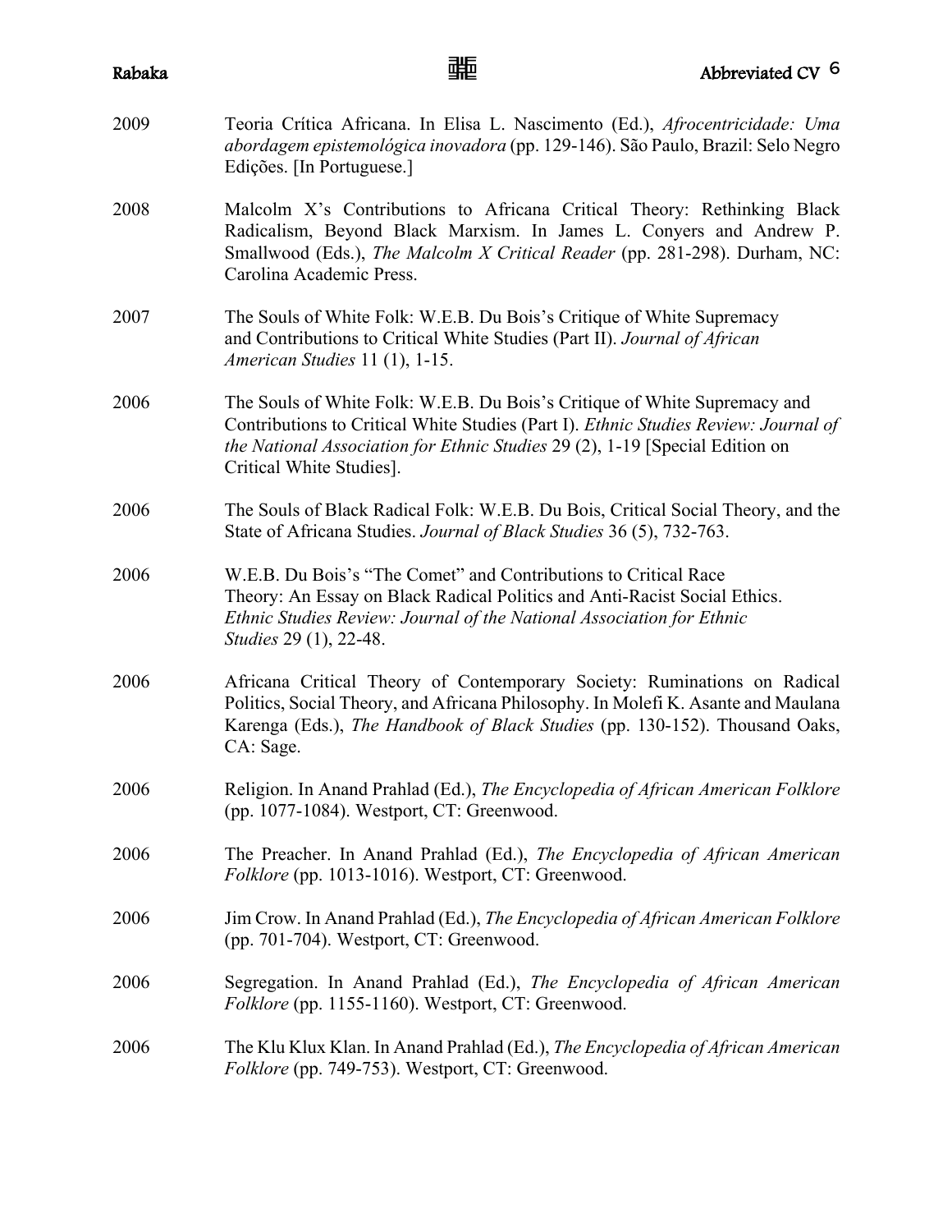2009 Teoria Crítica Africana. In Elisa L. Nascimento (Ed.), *Afrocentricidade: Uma abordagem epistemológica inovadora* (pp. 129-146). São Paulo, Brazil: Selo Negro Edições. [In Portuguese.]

2008 Malcolm X's Contributions to Africana Critical Theory: Rethinking Black Radicalism, Beyond Black Marxism. In James L. Conyers and Andrew P. Smallwood (Eds.), *The Malcolm X Critical Reader* (pp. 281-298). Durham, NC: Carolina Academic Press.

2007 The Souls of White Folk: W.E.B. Du Bois's Critique of White Supremacy and Contributions to Critical White Studies (Part II). *Journal of African American Studies* 11 (1), 1-15.

2006 The Souls of White Folk: W.E.B. Du Bois's Critique of White Supremacy and Contributions to Critical White Studies (Part I). *Ethnic Studies Review: Journal of the National Association for Ethnic Studies* 29 (2), 1-19 [Special Edition on Critical White Studies].

2006 The Souls of Black Radical Folk: W.E.B. Du Bois, Critical Social Theory, and the State of Africana Studies. *Journal of Black Studies* 36 (5), 732-763.

2006 W.E.B. Du Bois's "The Comet" and Contributions to Critical Race Theory: An Essay on Black Radical Politics and Anti-Racist Social Ethics. *Ethnic Studies Review: Journal of the National Association for Ethnic Studies* 29 (1), 22-48.

2006 Africana Critical Theory of Contemporary Society: Ruminations on Radical Politics, Social Theory, and Africana Philosophy. In Molefi K. Asante and Maulana Karenga (Eds.), *The Handbook of Black Studies* (pp. 130-152). Thousand Oaks, CA: Sage.

2006 Religion. In Anand Prahlad (Ed.), *The Encyclopedia of African American Folklore* (pp. 1077-1084). Westport, CT: Greenwood.

2006 The Preacher. In Anand Prahlad (Ed.), *The Encyclopedia of African American Folklore* (pp. 1013-1016). Westport, CT: Greenwood.

2006 Jim Crow. In Anand Prahlad (Ed.), *The Encyclopedia of African American Folklore* (pp. 701-704). Westport, CT: Greenwood.

2006 Segregation. In Anand Prahlad (Ed.), *The Encyclopedia of African American Folklore* (pp. 1155-1160). Westport, CT: Greenwood.

2006 The Klu Klux Klan. In Anand Prahlad (Ed.), *The Encyclopedia of African American Folklore* (pp. 749-753). Westport, CT: Greenwood.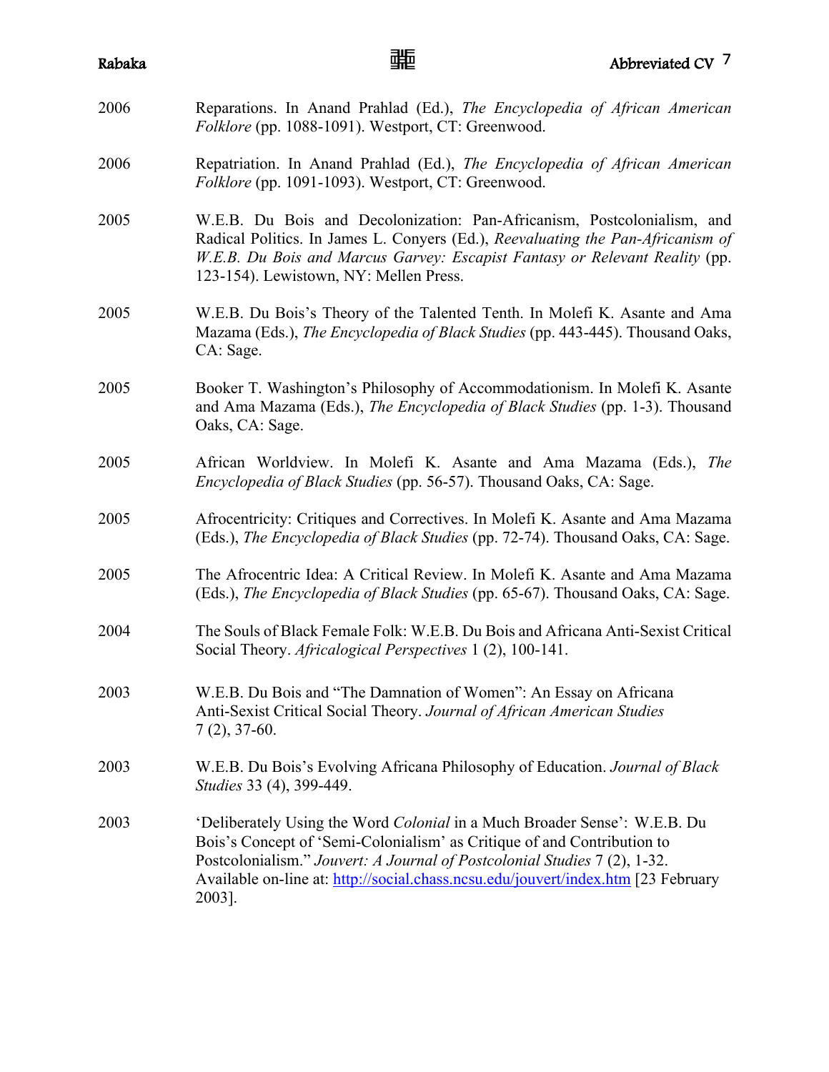2006 Reparations. In Anand Prahlad (Ed.), *The Encyclopedia of African American Folklore* (pp. 1088-1091). Westport, CT: Greenwood.

2006 Repatriation. In Anand Prahlad (Ed.), *The Encyclopedia of African American Folklore* (pp. 1091-1093). Westport, CT: Greenwood.

2005 W.E.B. Du Bois and Decolonization: Pan-Africanism, Postcolonialism, and Radical Politics. In James L. Conyers (Ed.), *Reevaluating the Pan-Africanism of W.E.B. Du Bois and Marcus Garvey: Escapist Fantasy or Relevant Reality* (pp. 123-154). Lewistown, NY: Mellen Press.

2005 W.E.B. Du Bois's Theory of the Talented Tenth. In Molefi K. Asante and Ama Mazama (Eds.), *The Encyclopedia of Black Studies* (pp. 443-445). Thousand Oaks, CA: Sage.

2005 Booker T. Washington's Philosophy of Accommodationism. In Molefi K. Asante and Ama Mazama (Eds.), *The Encyclopedia of Black Studies* (pp. 1-3). Thousand Oaks, CA: Sage.

2005 African Worldview. In Molefi K. Asante and Ama Mazama (Eds.), *The Encyclopedia of Black Studies* (pp. 56-57). Thousand Oaks, CA: Sage.

2005 Afrocentricity: Critiques and Correctives. In Molefi K. Asante and Ama Mazama (Eds.), *The Encyclopedia of Black Studies* (pp. 72-74). Thousand Oaks, CA: Sage.

2005 The Afrocentric Idea: A Critical Review. In Molefi K. Asante and Ama Mazama (Eds.), *The Encyclopedia of Black Studies* (pp. 65-67). Thousand Oaks, CA: Sage.

2004 The Souls of Black Female Folk: W.E.B. Du Bois and Africana Anti-Sexist Critical Social Theory. *Africalogical Perspectives* 1 (2), 100-141.

2003 W.E.B. Du Bois and "The Damnation of Women": An Essay on Africana Anti-Sexist Critical Social Theory. *Journal of African American Studies* 7 (2), 37-60.

2003 W.E.B. Du Bois's Evolving Africana Philosophy of Education. *Journal of Black Studies* 33 (4), 399-449.

2003 'Deliberately Using the Word *Colonial* in a Much Broader Sense': W.E.B. Du Bois's Concept of 'Semi-Colonialism' as Critique of and Contribution to Postcolonialism." *Jouvert: A Journal of Postcolonial Studies* 7 (2), 1-32. Available on-line at: http://social.chass.ncsu.edu/jouvert/index.htm [23 February 2003].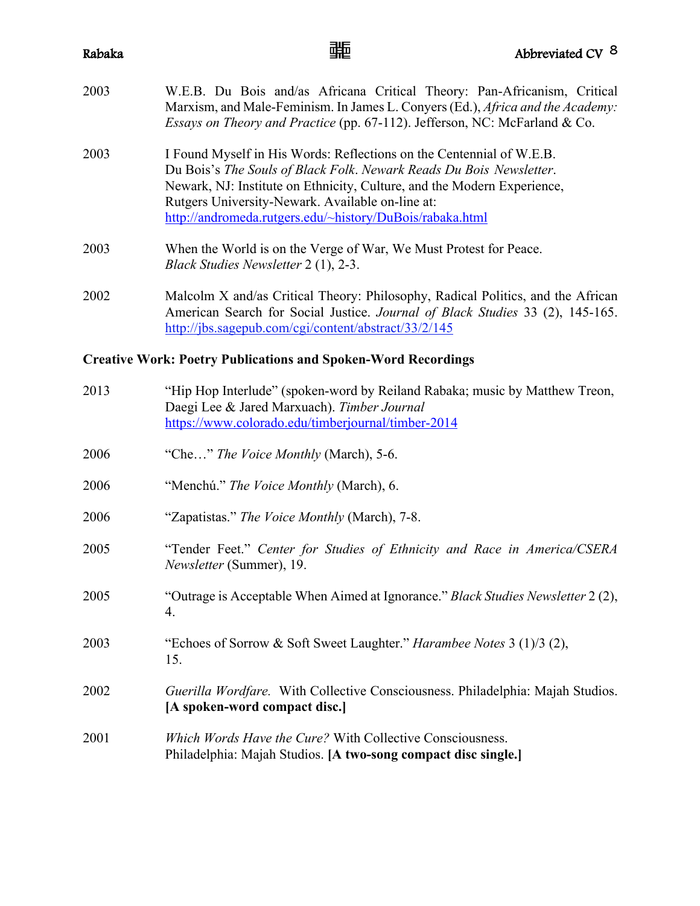2003 W.E.B. Du Bois and/as Africana Critical Theory: Pan-Africanism, Critical Marxism, and Male-Feminism. In James L. Conyers (Ed.), *Africa and the Academy: Essays on Theory and Practice* (pp. 67-112). Jefferson, NC: McFarland & Co.

2003 I Found Myself in His Words: Reflections on the Centennial of W.E.B. Du Bois's *The Souls of Black Folk*. *Newark Reads Du Bois Newsletter*. Newark, NJ: Institute on Ethnicity, Culture, and the Modern Experience, Rutgers University-Newark. Available on-line at: http://andromeda.rutgers.edu/~history/DuBois/rabaka.html

2003 When the World is on the Verge of War, We Must Protest for Peace. *Black Studies Newsletter* 2 (1), 2-3.

2002 Malcolm X and/as Critical Theory: Philosophy, Radical Politics, and the African American Search for Social Justice. *Journal of Black Studies* 33 (2), 145-165. http://jbs.sagepub.com/cgi/content/abstract/33/2/145

**Creative Work: Poetry Publications and Spoken-Word Recordings**

2013 "Hip Hop Interlude" (spoken-word by Reiland Rabaka; music by Matthew Treon, Daegi Lee & Jared Marxuach). *Timber Journal* https://www.colorado.edu/timberjournal/timber-2014

2006 "Che…" *The Voice Monthly* (March), 5-6.

2006 "Menchú." *The Voice Monthly* (March), 6.

2006 "Zapatistas." *The Voice Monthly* (March), 7-8.

2005 "Tender Feet." *Center for Studies of Ethnicity and Race in America/CSERA Newsletter* (Summer), 19.

2005 "Outrage is Acceptable When Aimed at Ignorance." *Black Studies Newsletter* 2 (2), 4.

2003 "Echoes of Sorrow & Soft Sweet Laughter." *Harambee Notes* 3 (1)/3 (2), 15.

2002 *Guerilla Wordfare.* With Collective Consciousness. Philadelphia: Majah Studios. **[A spoken-word compact disc.]**

2001 *Which Words Have the Cure?* With Collective Consciousness. Philadelphia: Majah Studios. **[A two-song compact disc single.]**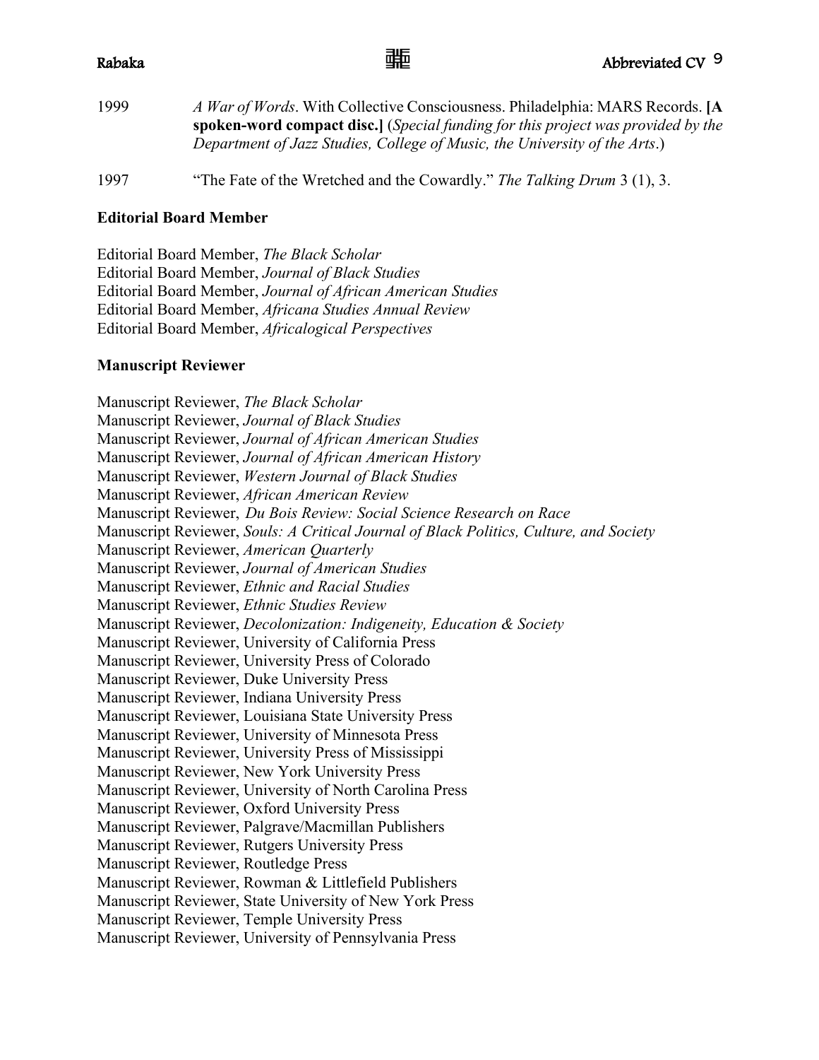1999 *A War of Words*. With Collective Consciousness. Philadelphia: MARS Records. **[A spoken-word compact disc.]** (*Special funding for this project was provided by the Department of Jazz Studies, College of Music, the University of the Arts*.)

1997 "The Fate of the Wretched and the Cowardly." *The Talking Drum* 3 (1), 3.

**Editorial Board Member**

Editorial Board Member, *The Black Scholar*
Editorial Board Member, *Journal of Black Studies*
Editorial Board Member, *Journal of African American Studies*
Editorial Board Member, *Africana Studies Annual Review*
Editorial Board Member, *Africalogical Perspectives*

**Manuscript Reviewer**

Manuscript Reviewer, *The Black Scholar*
Manuscript Reviewer, *Journal of Black Studies*
Manuscript Reviewer, *Journal of African American Studies*
Manuscript Reviewer, *Journal of African American History*
Manuscript Reviewer, *Western Journal of Black Studies*
Manuscript Reviewer, *African American Review*
Manuscript Reviewer, *Du Bois Review: Social Science Research on Race*
Manuscript Reviewer, *Souls: A Critical Journal of Black Politics, Culture, and Society*
Manuscript Reviewer, *American Quarterly*
Manuscript Reviewer, *Journal of American Studies*
Manuscript Reviewer, *Ethnic and Racial Studies*
Manuscript Reviewer, *Ethnic Studies Review*
Manuscript Reviewer, *Decolonization: Indigeneity, Education & Society*
Manuscript Reviewer, University of California Press
Manuscript Reviewer, University Press of Colorado
Manuscript Reviewer, Duke University Press
Manuscript Reviewer, Indiana University Press
Manuscript Reviewer, Louisiana State University Press
Manuscript Reviewer, University of Minnesota Press
Manuscript Reviewer, University Press of Mississippi
Manuscript Reviewer, New York University Press
Manuscript Reviewer, University of North Carolina Press
Manuscript Reviewer, Oxford University Press
Manuscript Reviewer, Palgrave/Macmillan Publishers
Manuscript Reviewer, Rutgers University Press
Manuscript Reviewer, Routledge Press
Manuscript Reviewer, Rowman & Littlefield Publishers
Manuscript Reviewer, State University of New York Press
Manuscript Reviewer, Temple University Press
Manuscript Reviewer, University of Pennsylvania Press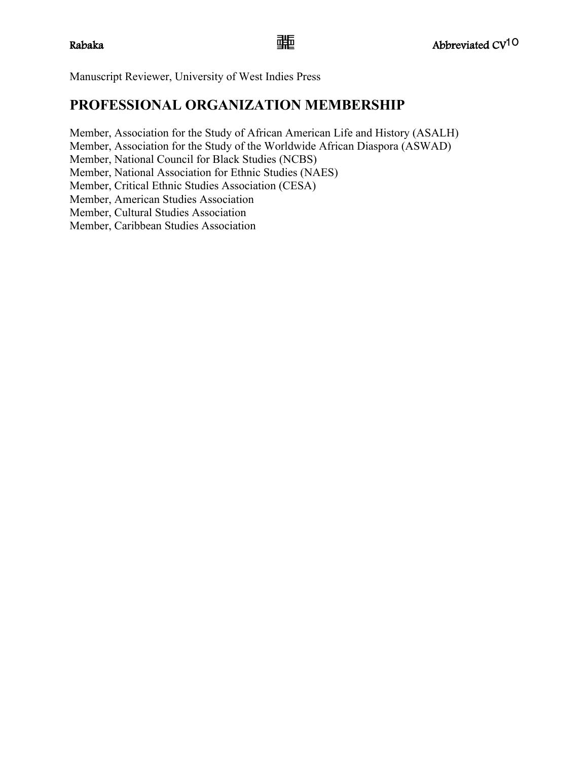Manuscript Reviewer, University of West Indies Press

## PROFESSIONAL ORGANIZATION MEMBERSHIP

Member, Association for the Study of African American Life and History (ASALH)
Member, Association for the Study of the Worldwide African Diaspora (ASWAD)
Member, National Council for Black Studies (NCBS)
Member, National Association for Ethnic Studies (NAES)
Member, Critical Ethnic Studies Association (CESA)
Member, American Studies Association
Member, Cultural Studies Association
Member, Caribbean Studies Association